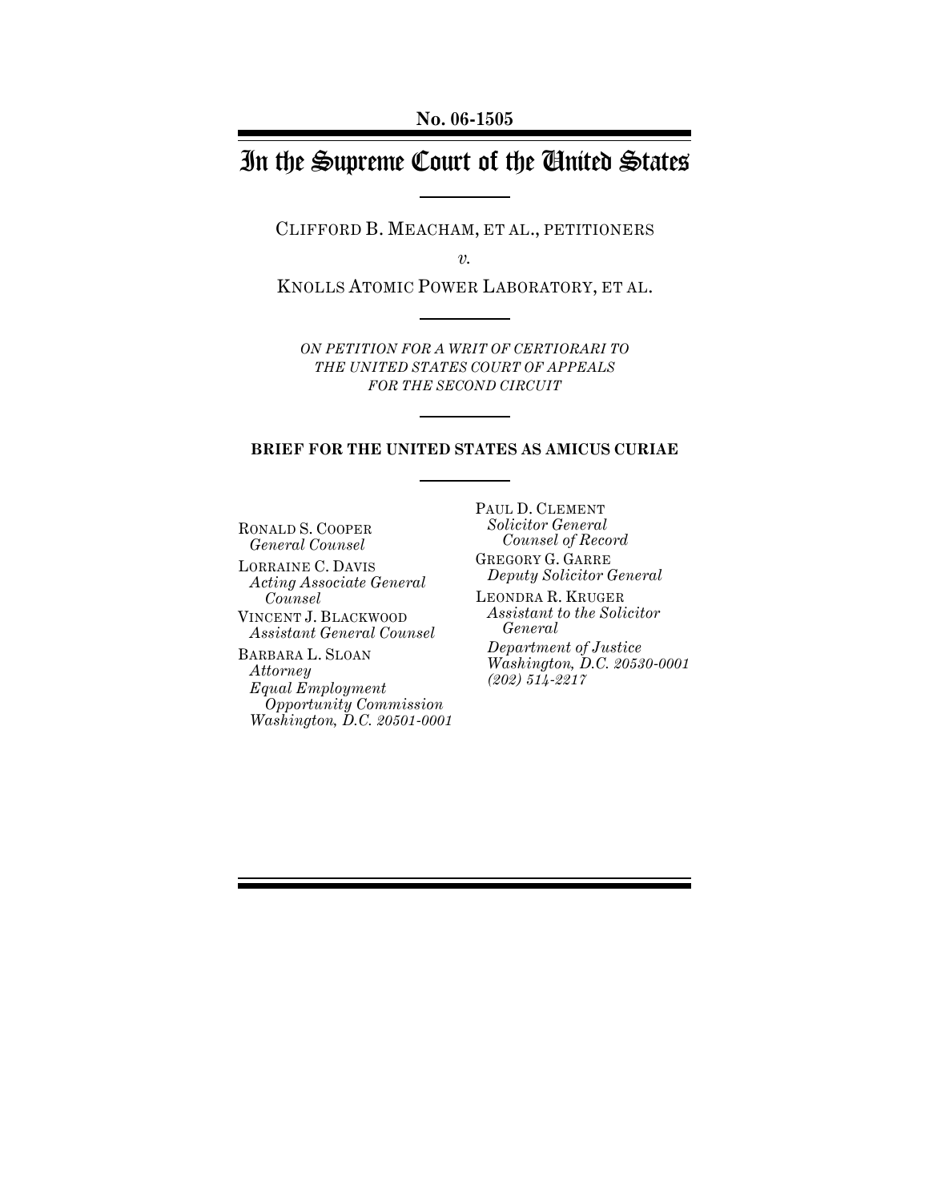**No. 06-1505**

# In the Supreme Court of the United States

CLIFFORD B. MEACHAM, ET AL., PETITIONERS

*v.*

KNOLLS ATOMIC POWER LABORATORY, ET AL.

*ON PETITION FOR A WRIT OF CERTIORARI TO THE UNITED STATES COURT OF APPEALS FOR THE SECOND CIRCUIT*

**BRIEF FOR THE UNITED STATES AS AMICUS CURIAE**

RONALD S. COOPER
*General Counsel*

LORRAINE C. DAVIS
*Acting Associate General Counsel*

VINCENT J. BLACKWOOD
*Assistant General Counsel*

BARBARA L. SLOAN
*Attorney*
*Equal Employment Opportunity Commission*
*Washington, D.C. 20501-0001*

PAUL D. CLEMENT
*Solicitor General*
*Counsel of Record*

GREGORY G. GARRE
*Deputy Solicitor General*

LEONDRA R. KRUGER
*Assistant to the Solicitor General*
*Department of Justice*
*Washington, D.C. 20530-0001*
*(202) 514-2217*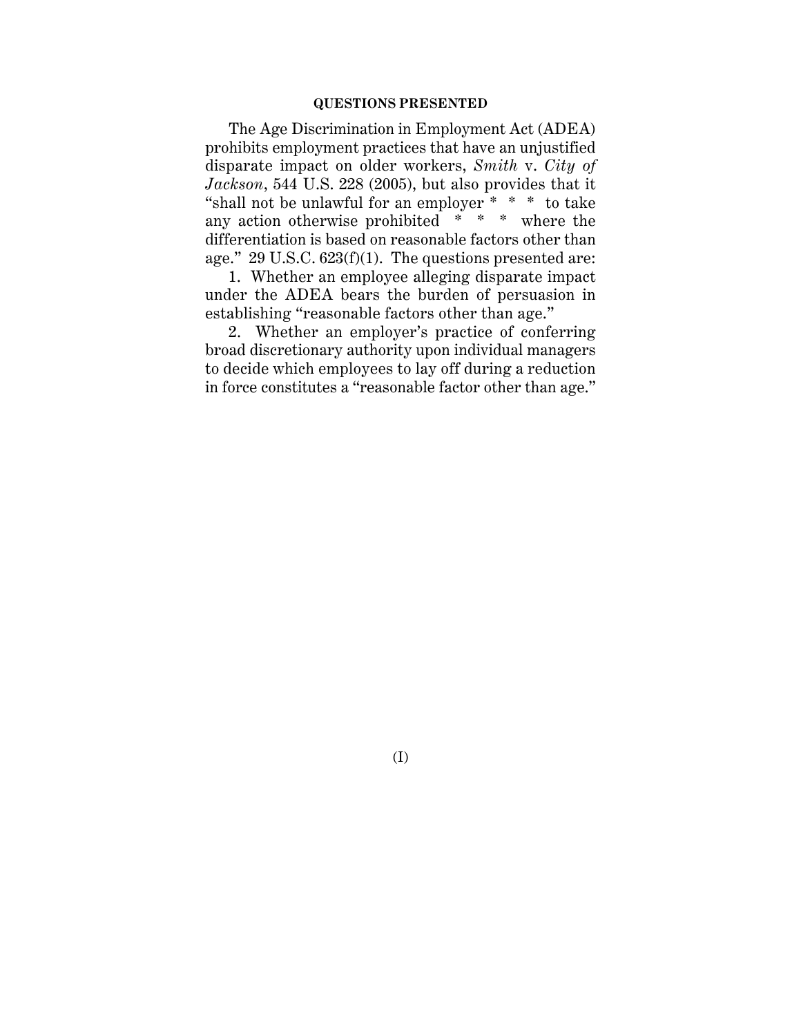## QUESTIONS PRESENTED

The Age Discrimination in Employment Act (ADEA) prohibits employment practices that have an unjustified disparate impact on older workers, *Smith* v. *City of Jackson*, 544 U.S. 228 (2005), but also provides that it "shall not be unlawful for an employer * * * to take any action otherwise prohibited * * * where the differentiation is based on reasonable factors other than age." 29 U.S.C. 623(f)(1). The questions presented are:

1. Whether an employee alleging disparate impact under the ADEA bears the burden of persuasion in establishing "reasonable factors other than age."

2. Whether an employer's practice of conferring broad discretionary authority upon individual managers to decide which employees to lay off during a reduction in force constitutes a "reasonable factor other than age."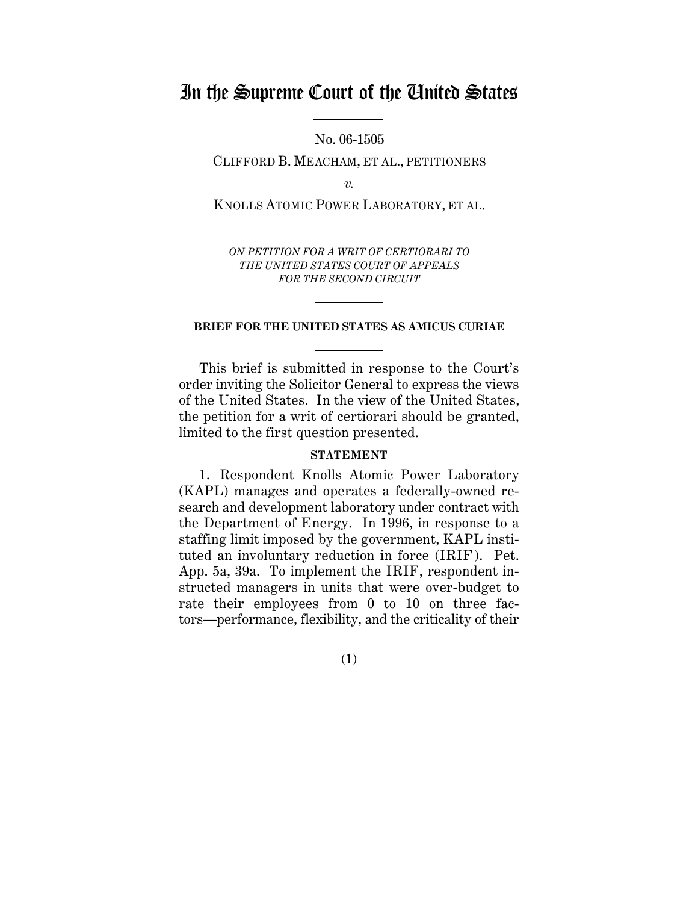# In the Supreme Court of the United States

No. 06-1505

CLIFFORD B. MEACHAM, ET AL., PETITIONERS

*v.*

KNOLLS ATOMIC POWER LABORATORY, ET AL.

*ON PETITION FOR A WRIT OF CERTIORARI TO THE UNITED STATES COURT OF APPEALS FOR THE SECOND CIRCUIT*

**BRIEF FOR THE UNITED STATES AS AMICUS CURIAE**

This brief is submitted in response to the Court's order inviting the Solicitor General to express the views of the United States. In the view of the United States, the petition for a writ of certiorari should be granted, limited to the first question presented.

**STATEMENT**

1. Respondent Knolls Atomic Power Laboratory (KAPL) manages and operates a federally-owned research and development laboratory under contract with the Department of Energy. In 1996, in response to a staffing limit imposed by the government, KAPL instituted an involuntary reduction in force (IRIF). Pet. App. 5a, 39a. To implement the IRIF, respondent instructed managers in units that were over-budget to rate their employees from 0 to 10 on three factors—performance, flexibility, and the criticality of their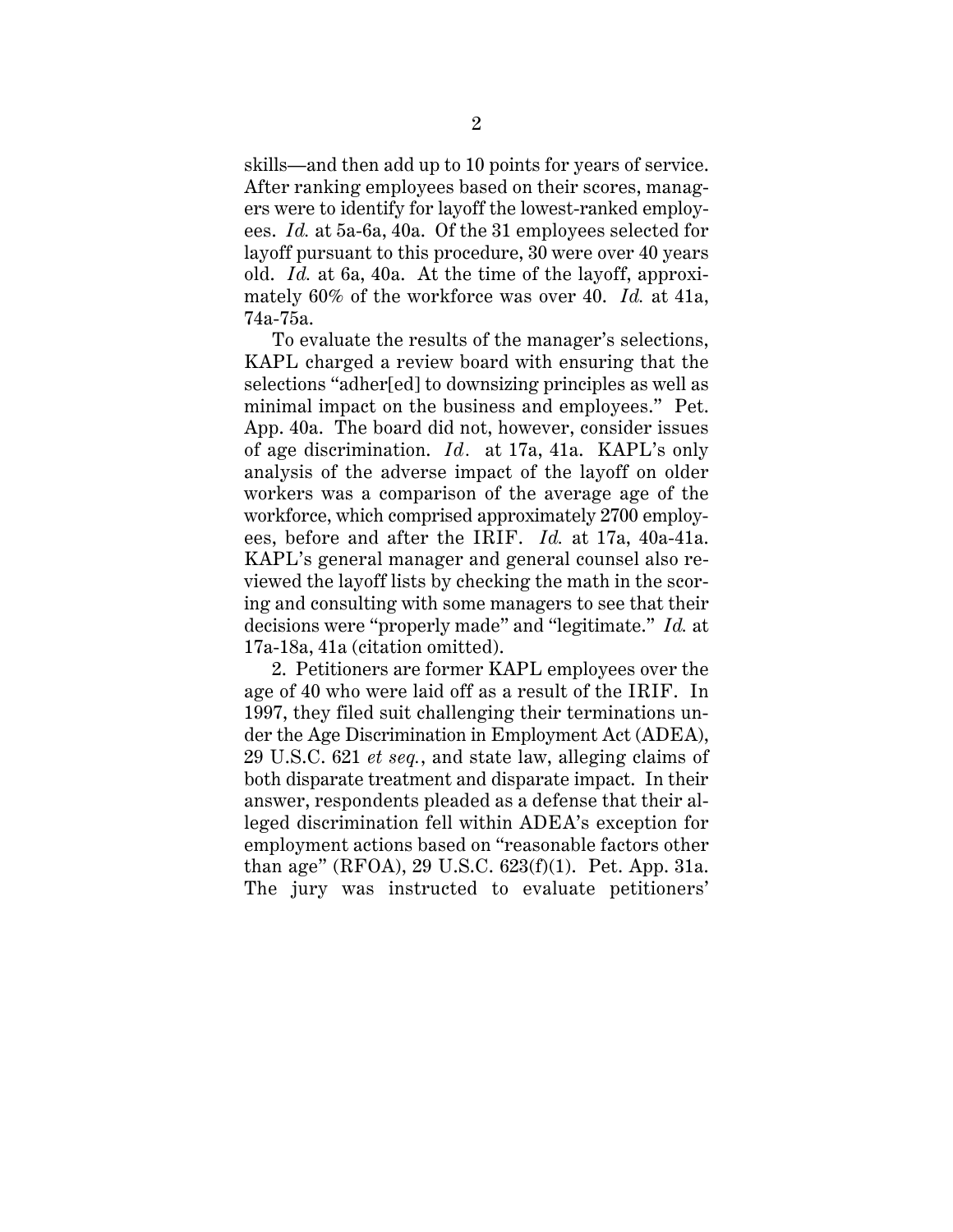skills—and then add up to 10 points for years of service. After ranking employees based on their scores, managers were to identify for layoff the lowest-ranked employees. *Id.* at 5a-6a, 40a. Of the 31 employees selected for layoff pursuant to this procedure, 30 were over 40 years old. *Id.* at 6a, 40a. At the time of the layoff, approximately 60% of the workforce was over 40. *Id.* at 41a, 74a-75a.

To evaluate the results of the manager's selections, KAPL charged a review board with ensuring that the selections "adher[ed] to downsizing principles as well as minimal impact on the business and employees." Pet. App. 40a. The board did not, however, consider issues of age discrimination. *Id*. at 17a, 41a. KAPL's only analysis of the adverse impact of the layoff on older workers was a comparison of the average age of the workforce, which comprised approximately 2700 employees, before and after the IRIF. *Id.* at 17a, 40a-41a. KAPL's general manager and general counsel also reviewed the layoff lists by checking the math in the scoring and consulting with some managers to see that their decisions were "properly made" and "legitimate." *Id.* at 17a-18a, 41a (citation omitted).

2. Petitioners are former KAPL employees over the age of 40 who were laid off as a result of the IRIF. In 1997, they filed suit challenging their terminations under the Age Discrimination in Employment Act (ADEA), 29 U.S.C. 621 *et seq.*, and state law, alleging claims of both disparate treatment and disparate impact. In their answer, respondents pleaded as a defense that their alleged discrimination fell within ADEA's exception for employment actions based on "reasonable factors other than age" (RFOA), 29 U.S.C. 623(f)(1). Pet. App. 31a. The jury was instructed to evaluate petitioners'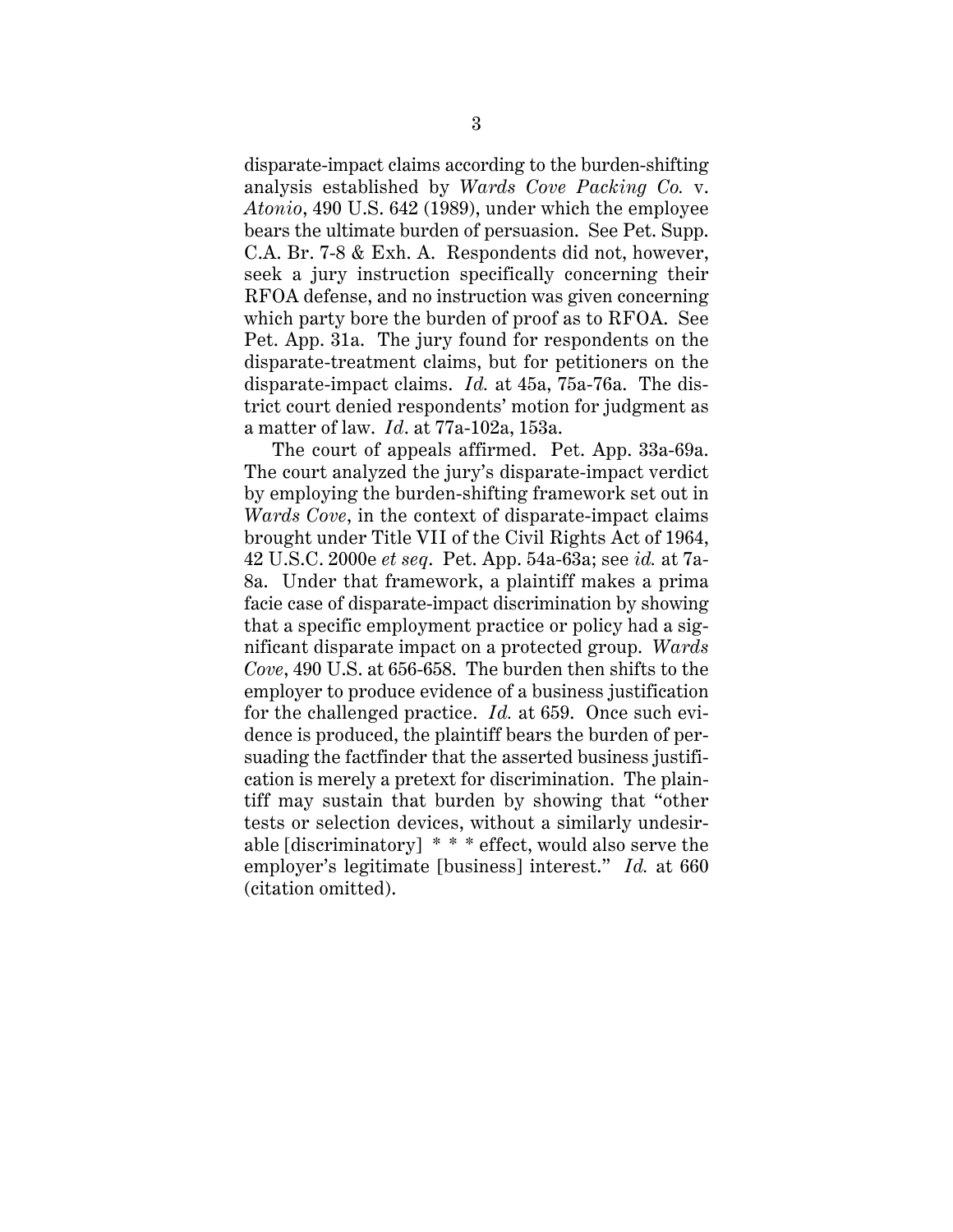disparate-impact claims according to the burden-shifting analysis established by *Wards Cove Packing Co.* v. *Atonio*, 490 U.S. 642 (1989), under which the employee bears the ultimate burden of persuasion. See Pet. Supp. C.A. Br. 7-8 & Exh. A. Respondents did not, however, seek a jury instruction specifically concerning their RFOA defense, and no instruction was given concerning which party bore the burden of proof as to RFOA. See Pet. App. 31a. The jury found for respondents on the disparate-treatment claims, but for petitioners on the disparate-impact claims. *Id.* at 45a, 75a-76a. The district court denied respondents' motion for judgment as a matter of law. *Id*. at 77a-102a, 153a.

The court of appeals affirmed. Pet. App. 33a-69a. The court analyzed the jury's disparate-impact verdict by employing the burden-shifting framework set out in *Wards Cove*, in the context of disparate-impact claims brought under Title VII of the Civil Rights Act of 1964, 42 U.S.C. 2000e *et seq*. Pet. App. 54a-63a; see *id.* at 7a-8a. Under that framework, a plaintiff makes a prima facie case of disparate-impact discrimination by showing that a specific employment practice or policy had a significant disparate impact on a protected group. *Wards Cove*, 490 U.S. at 656-658. The burden then shifts to the employer to produce evidence of a business justification for the challenged practice. *Id.* at 659. Once such evidence is produced, the plaintiff bears the burden of persuading the factfinder that the asserted business justification is merely a pretext for discrimination. The plaintiff may sustain that burden by showing that "other tests or selection devices, without a similarly undesirable [discriminatory] * * * effect, would also serve the employer's legitimate [business] interest." *Id.* at 660 (citation omitted).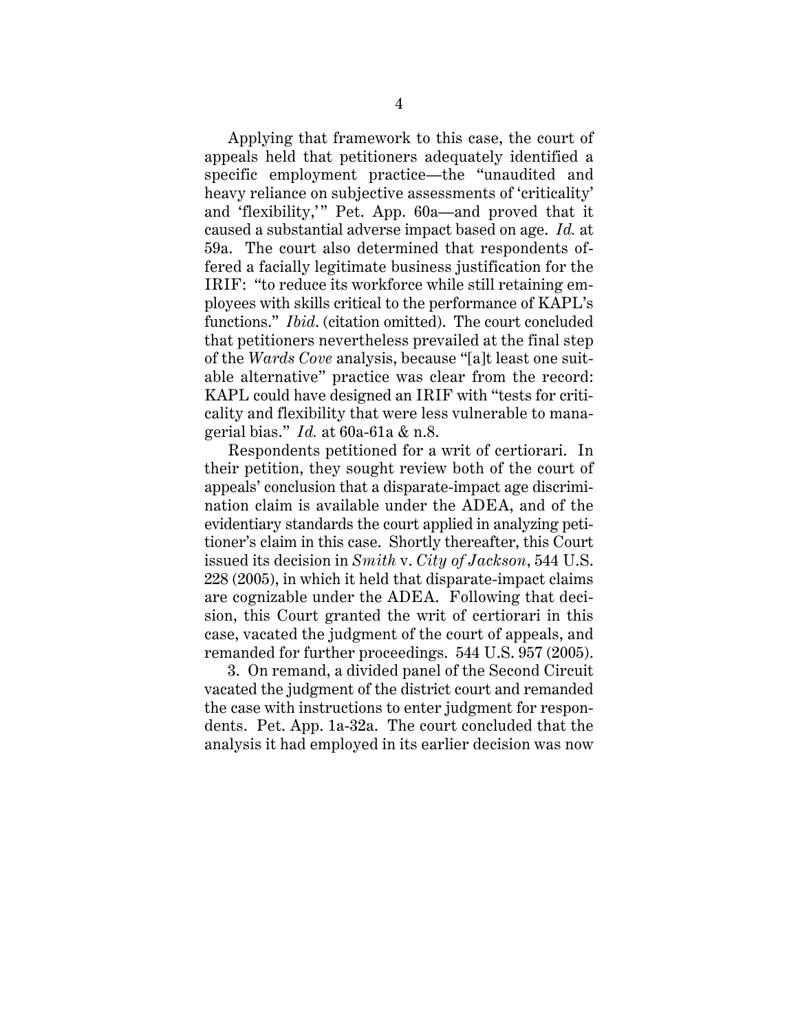Applying that framework to this case, the court of appeals held that petitioners adequately identified a specific employment practice—the "unaudited and heavy reliance on subjective assessments of 'criticality' and 'flexibility,'" Pet. App. 60a—and proved that it caused a substantial adverse impact based on age. *Id.* at 59a. The court also determined that respondents offered a facially legitimate business justification for the IRIF: "to reduce its workforce while still retaining employees with skills critical to the performance of KAPL's functions." *Ibid.* (citation omitted). The court concluded that petitioners nevertheless prevailed at the final step of the *Wards Cove* analysis, because "[a]t least one suitable alternative" practice was clear from the record: KAPL could have designed an IRIF with "tests for criticality and flexibility that were less vulnerable to managerial bias." *Id.* at 60a-61a & n.8.

Respondents petitioned for a writ of certiorari. In their petition, they sought review both of the court of appeals' conclusion that a disparate-impact age discrimination claim is available under the ADEA, and of the evidentiary standards the court applied in analyzing petitioner's claim in this case. Shortly thereafter, this Court issued its decision in *Smith* v. *City of Jackson*, 544 U.S. 228 (2005), in which it held that disparate-impact claims are cognizable under the ADEA. Following that decision, this Court granted the writ of certiorari in this case, vacated the judgment of the court of appeals, and remanded for further proceedings. 544 U.S. 957 (2005).

3. On remand, a divided panel of the Second Circuit vacated the judgment of the district court and remanded the case with instructions to enter judgment for respondents. Pet. App. 1a-32a. The court concluded that the analysis it had employed in its earlier decision was now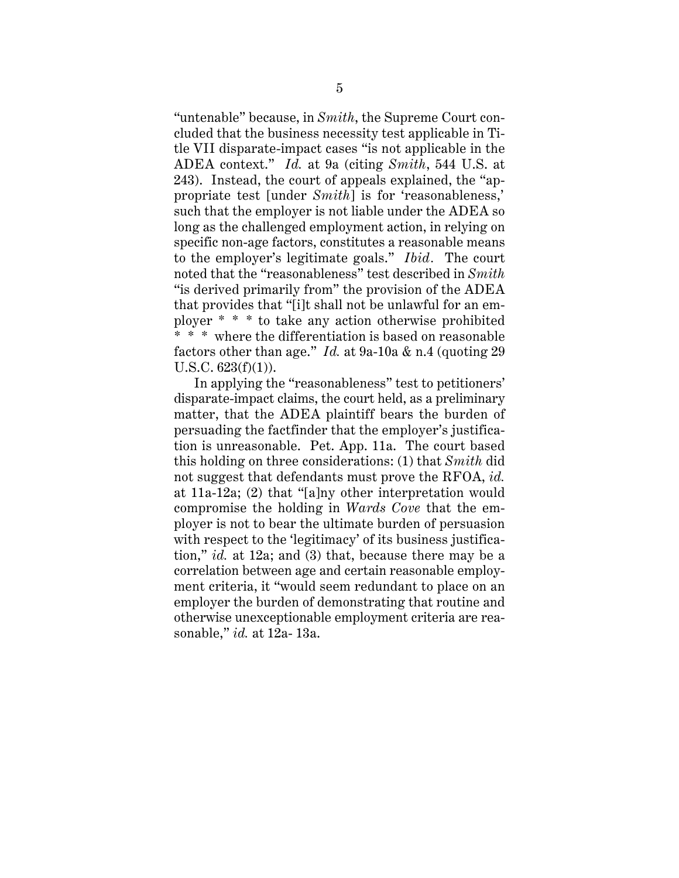"untenable" because, in *Smith*, the Supreme Court concluded that the business necessity test applicable in Title VII disparate-impact cases "is not applicable in the ADEA context." *Id.* at 9a (citing *Smith*, 544 U.S. at 243). Instead, the court of appeals explained, the "appropriate test [under *Smith*] is for 'reasonableness,' such that the employer is not liable under the ADEA so long as the challenged employment action, in relying on specific non-age factors, constitutes a reasonable means to the employer's legitimate goals." *Ibid*. The court noted that the "reasonableness" test described in *Smith* "is derived primarily from" the provision of the ADEA that provides that "[i]t shall not be unlawful for an employer * * * to take any action otherwise prohibited * * * where the differentiation is based on reasonable factors other than age." *Id.* at 9a-10a & n.4 (quoting 29 U.S.C. 623(f)(1)).

In applying the "reasonableness" test to petitioners' disparate-impact claims, the court held, as a preliminary matter, that the ADEA plaintiff bears the burden of persuading the factfinder that the employer's justification is unreasonable. Pet. App. 11a. The court based this holding on three considerations: (1) that *Smith* did not suggest that defendants must prove the RFOA, *id.* at 11a-12a; (2) that "[a]ny other interpretation would compromise the holding in *Wards Cove* that the employer is not to bear the ultimate burden of persuasion with respect to the 'legitimacy' of its business justification," *id.* at 12a; and (3) that, because there may be a correlation between age and certain reasonable employment criteria, it "would seem redundant to place on an employer the burden of demonstrating that routine and otherwise unexceptionable employment criteria are reasonable," *id.* at 12a- 13a.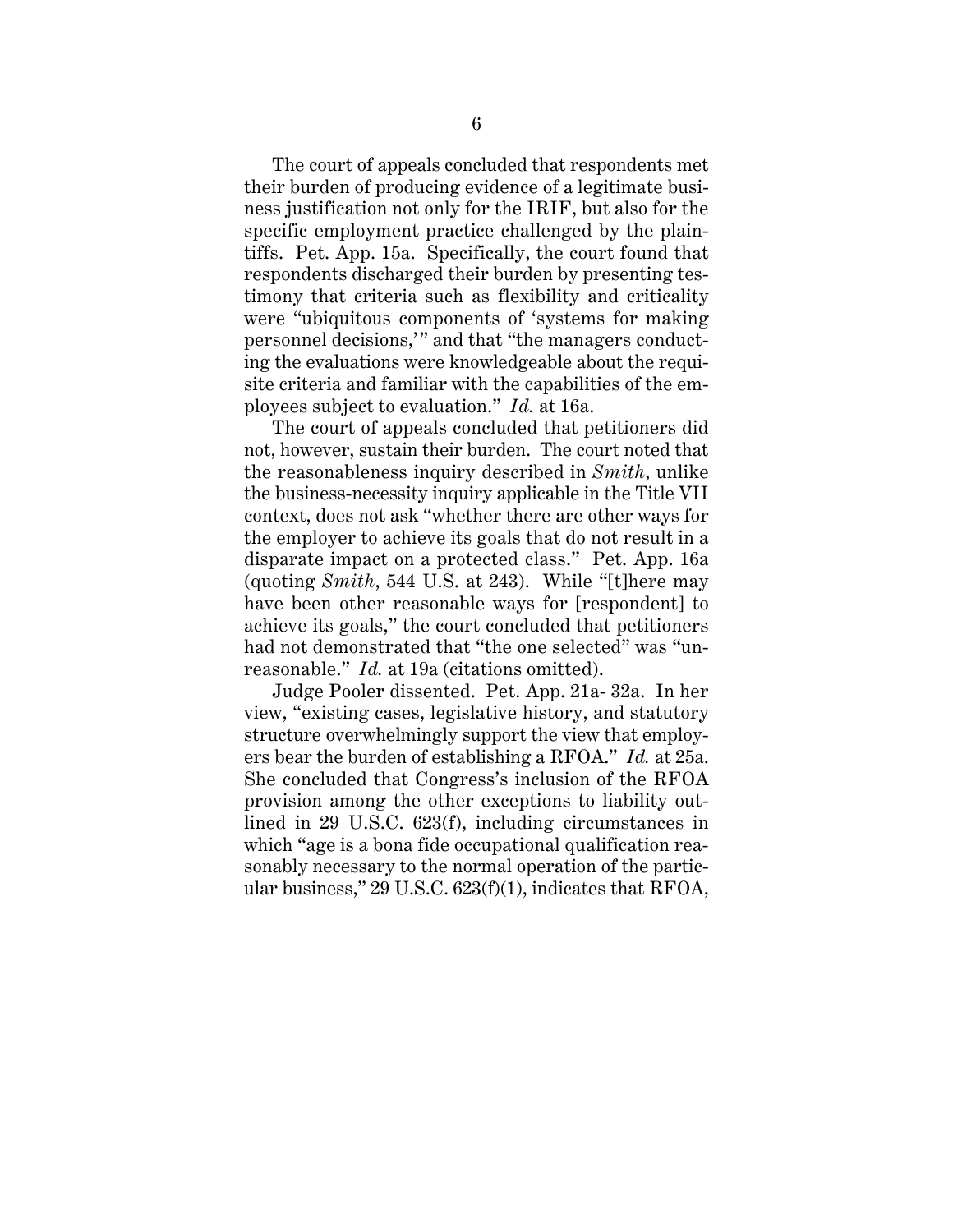The court of appeals concluded that respondents met their burden of producing evidence of a legitimate business justification not only for the IRIF, but also for the specific employment practice challenged by the plaintiffs. Pet. App. 15a. Specifically, the court found that respondents discharged their burden by presenting testimony that criteria such as flexibility and criticality were "ubiquitous components of 'systems for making personnel decisions,'" and that "the managers conducting the evaluations were knowledgeable about the requisite criteria and familiar with the capabilities of the employees subject to evaluation." *Id.* at 16a.

The court of appeals concluded that petitioners did not, however, sustain their burden. The court noted that the reasonableness inquiry described in *Smith*, unlike the business-necessity inquiry applicable in the Title VII context, does not ask "whether there are other ways for the employer to achieve its goals that do not result in a disparate impact on a protected class." Pet. App. 16a (quoting *Smith*, 544 U.S. at 243). While "[t]here may have been other reasonable ways for [respondent] to achieve its goals," the court concluded that petitioners had not demonstrated that "the one selected" was "unreasonable." *Id.* at 19a (citations omitted).

Judge Pooler dissented. Pet. App. 21a- 32a. In her view, "existing cases, legislative history, and statutory structure overwhelmingly support the view that employers bear the burden of establishing a RFOA." *Id.* at 25a. She concluded that Congress's inclusion of the RFOA provision among the other exceptions to liability outlined in 29 U.S.C. 623(f), including circumstances in which "age is a bona fide occupational qualification reasonably necessary to the normal operation of the particular business," 29 U.S.C. 623(f)(1), indicates that RFOA,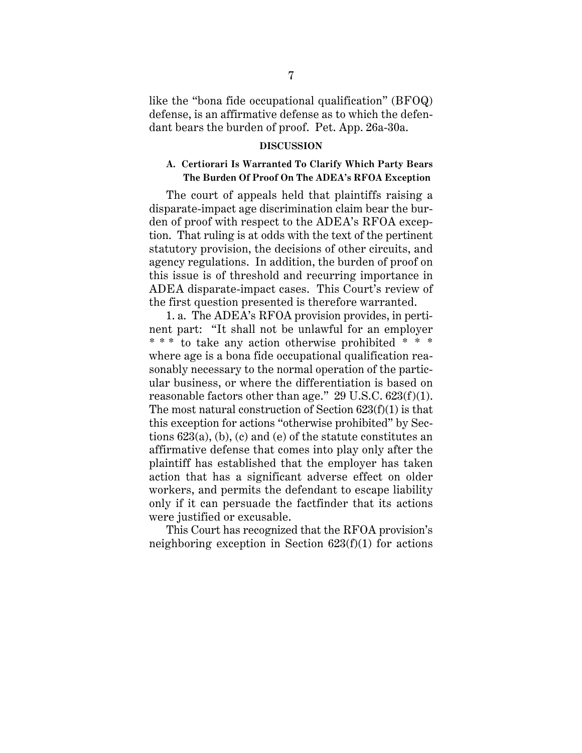like the "bona fide occupational qualification" (BFOQ) defense, is an affirmative defense as to which the defendant bears the burden of proof. Pet. App. 26a-30a.

## DISCUSSION

### A. Certiorari Is Warranted To Clarify Which Party Bears The Burden Of Proof On The ADEA's RFOA Exception

The court of appeals held that plaintiffs raising a disparate-impact age discrimination claim bear the burden of proof with respect to the ADEA's RFOA exception. That ruling is at odds with the text of the pertinent statutory provision, the decisions of other circuits, and agency regulations. In addition, the burden of proof on this issue is of threshold and recurring importance in ADEA disparate-impact cases. This Court's review of the first question presented is therefore warranted.

1. a. The ADEA's RFOA provision provides, in pertinent part: "It shall not be unlawful for an employer * * * to take any action otherwise prohibited * * * where age is a bona fide occupational qualification reasonably necessary to the normal operation of the particular business, or where the differentiation is based on reasonable factors other than age." 29 U.S.C. 623(f)(1). The most natural construction of Section 623(f)(1) is that this exception for actions "otherwise prohibited" by Sections 623(a), (b), (c) and (e) of the statute constitutes an affirmative defense that comes into play only after the plaintiff has established that the employer has taken action that has a significant adverse effect on older workers, and permits the defendant to escape liability only if it can persuade the factfinder that its actions were justified or excusable.

This Court has recognized that the RFOA provision's neighboring exception in Section 623(f)(1) for actions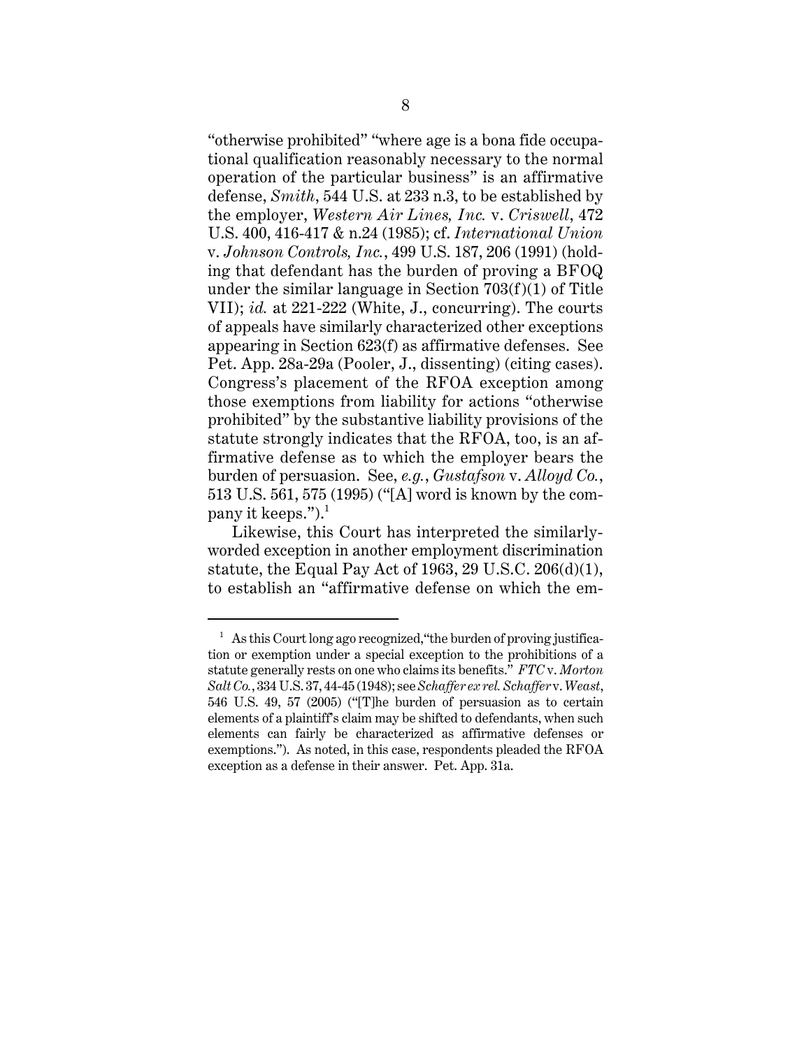"otherwise prohibited" "where age is a bona fide occupational qualification reasonably necessary to the normal operation of the particular business" is an affirmative defense, *Smith*, 544 U.S. at 233 n.3, to be established by the employer, *Western Air Lines, Inc.* v. *Criswell*, 472 U.S. 400, 416-417 & n.24 (1985); cf. *International Union* v. *Johnson Controls, Inc.*, 499 U.S. 187, 206 (1991) (holding that defendant has the burden of proving a BFOQ under the similar language in Section 703(f)(1) of Title VII); *id.* at 221-222 (White, J., concurring). The courts of appeals have similarly characterized other exceptions appearing in Section 623(f) as affirmative defenses. See Pet. App. 28a-29a (Pooler, J., dissenting) (citing cases). Congress's placement of the RFOA exception among those exemptions from liability for actions "otherwise prohibited" by the substantive liability provisions of the statute strongly indicates that the RFOA, too, is an affirmative defense as to which the employer bears the burden of persuasion. See, *e.g.*, *Gustafson* v. *Alloyd Co.*, 513 U.S. 561, 575 (1995) ("[A] word is known by the company it keeps.").[1]

Likewise, this Court has interpreted the similarly-worded exception in another employment discrimination statute, the Equal Pay Act of 1963, 29 U.S.C. 206(d)(1), to establish an "affirmative defense on which the em-

---

[1] As this Court long ago recognized, "the burden of proving justification or exemption under a special exception to the prohibitions of a statute generally rests on one who claims its benefits." *FTC* v. *Morton Salt Co.*, 334 U.S. 37, 44-45 (1948); see *Schaffer ex rel. Schaffer* v. *Weast*, 546 U.S. 49, 57 (2005) ("[T]he burden of persuasion as to certain elements of a plaintiff's claim may be shifted to defendants, when such elements can fairly be characterized as affirmative defenses or exemptions."). As noted, in this case, respondents pleaded the RFOA exception as a defense in their answer. Pet. App. 31a.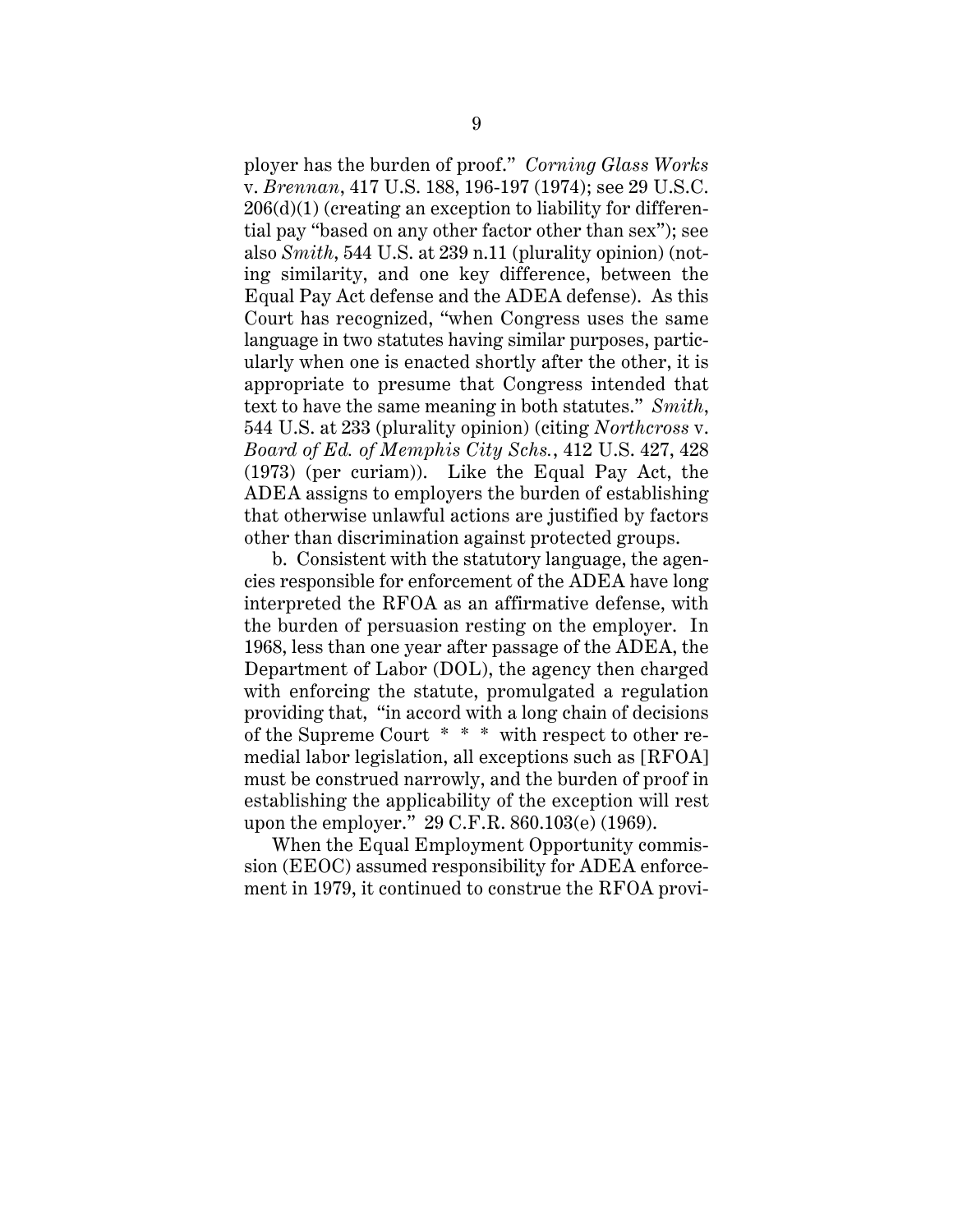ployer has the burden of proof." *Corning Glass Works* v. *Brennan*, 417 U.S. 188, 196-197 (1974); see 29 U.S.C. 206(d)(1) (creating an exception to liability for differential pay "based on any other factor other than sex"); see also *Smith*, 544 U.S. at 239 n.11 (plurality opinion) (noting similarity, and one key difference, between the Equal Pay Act defense and the ADEA defense). As this Court has recognized, "when Congress uses the same language in two statutes having similar purposes, particularly when one is enacted shortly after the other, it is appropriate to presume that Congress intended that text to have the same meaning in both statutes." *Smith*, 544 U.S. at 233 (plurality opinion) (citing *Northcross* v. *Board of Ed. of Memphis City Schs.*, 412 U.S. 427, 428 (1973) (per curiam)). Like the Equal Pay Act, the ADEA assigns to employers the burden of establishing that otherwise unlawful actions are justified by factors other than discrimination against protected groups.

b. Consistent with the statutory language, the agencies responsible for enforcement of the ADEA have long interpreted the RFOA as an affirmative defense, with the burden of persuasion resting on the employer. In 1968, less than one year after passage of the ADEA, the Department of Labor (DOL), the agency then charged with enforcing the statute, promulgated a regulation providing that, "in accord with a long chain of decisions of the Supreme Court * * * with respect to other remedial labor legislation, all exceptions such as [RFOA] must be construed narrowly, and the burden of proof in establishing the applicability of the exception will rest upon the employer." 29 C.F.R. 860.103(e) (1969).

When the Equal Employment Opportunity commission (EEOC) assumed responsibility for ADEA enforcement in 1979, it continued to construe the RFOA provi-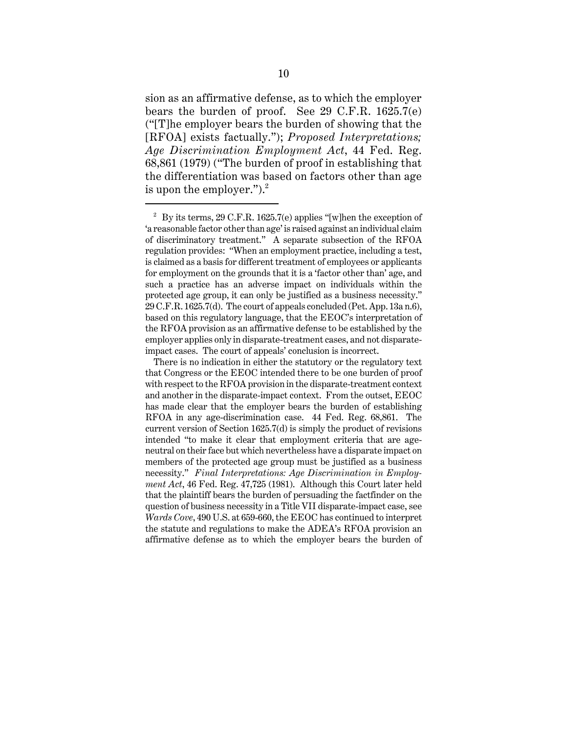sion as an affirmative defense, as to which the employer bears the burden of proof. See 29 C.F.R. 1625.7(e) ("[T]he employer bears the burden of showing that the [RFOA] exists factually."); *Proposed Interpretations; Age Discrimination Employment Act*, 44 Fed. Reg. 68,861 (1979) ("The burden of proof in establishing that the differentiation was based on factors other than age is upon the employer.").[2]

---

[2] By its terms, 29 C.F.R. 1625.7(e) applies "[w]hen the exception of 'a reasonable factor other than age' is raised against an individual claim of discriminatory treatment." A separate subsection of the RFOA regulation provides: "When an employment practice, including a test, is claimed as a basis for different treatment of employees or applicants for employment on the grounds that it is a 'factor other than' age, and such a practice has an adverse impact on individuals within the protected age group, it can only be justified as a business necessity." 29 C.F.R. 1625.7(d). The court of appeals concluded (Pet. App. 13a n.6), based on this regulatory language, that the EEOC's interpretation of the RFOA provision as an affirmative defense to be established by the employer applies only in disparate-treatment cases, and not disparate-impact cases. The court of appeals' conclusion is incorrect.

There is no indication in either the statutory or the regulatory text that Congress or the EEOC intended there to be one burden of proof with respect to the RFOA provision in the disparate-treatment context and another in the disparate-impact context. From the outset, EEOC has made clear that the employer bears the burden of establishing RFOA in any age-discrimination case. 44 Fed. Reg. 68,861. The current version of Section 1625.7(d) is simply the product of revisions intended "to make it clear that employment criteria that are age-neutral on their face but which nevertheless have a disparate impact on members of the protected age group must be justified as a business necessity." *Final Interpretations: Age Discrimination in Employment Act*, 46 Fed. Reg. 47,725 (1981). Although this Court later held that the plaintiff bears the burden of persuading the factfinder on the question of business necessity in a Title VII disparate-impact case, see *Wards Cove*, 490 U.S. at 659-660, the EEOC has continued to interpret the statute and regulations to make the ADEA's RFOA provision an affirmative defense as to which the employer bears the burden of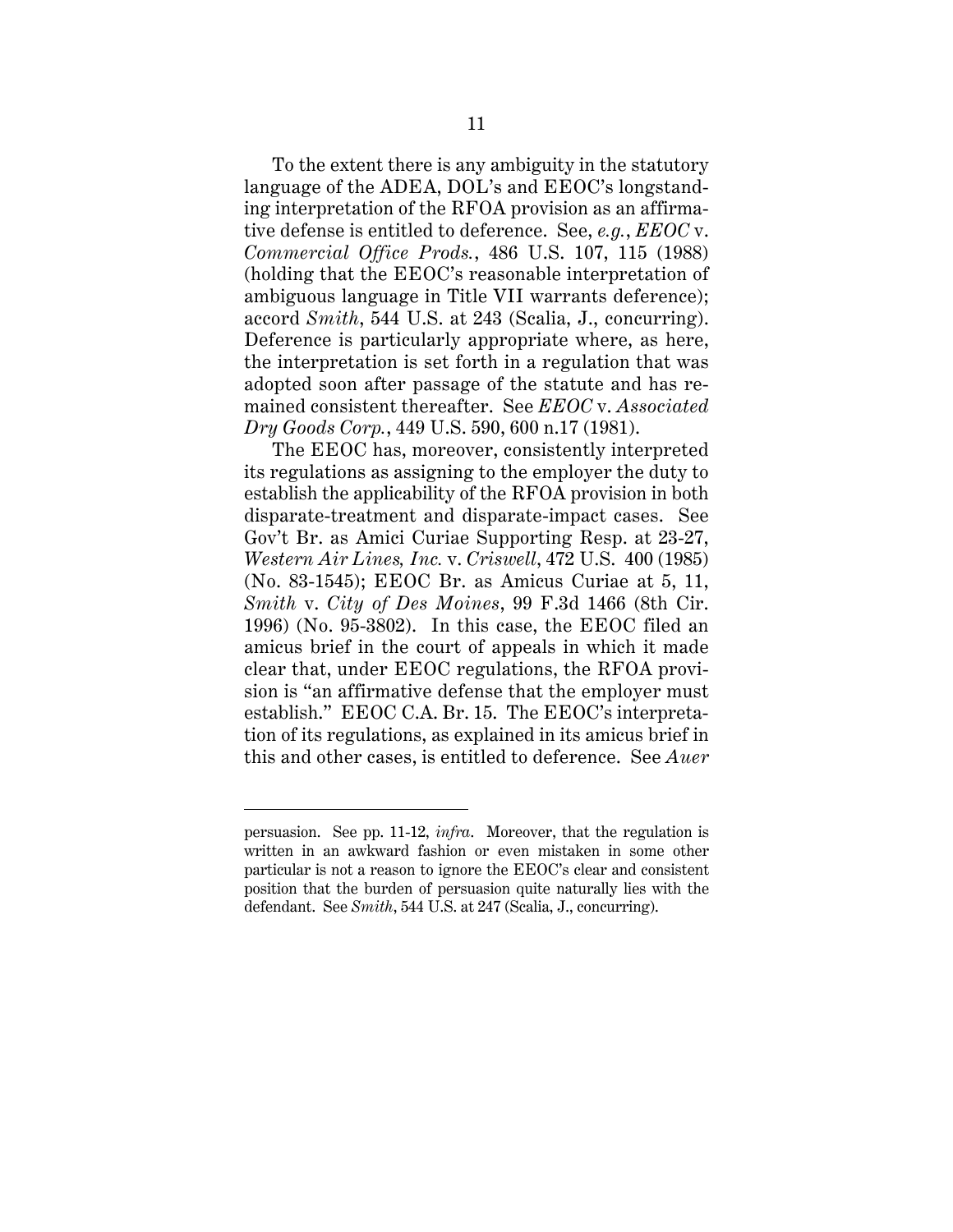To the extent there is any ambiguity in the statutory language of the ADEA, DOL's and EEOC's longstanding interpretation of the RFOA provision as an affirmative defense is entitled to deference. See, *e.g.*, *EEOC* v. *Commercial Office Prods.*, 486 U.S. 107, 115 (1988) (holding that the EEOC's reasonable interpretation of ambiguous language in Title VII warrants deference); accord *Smith*, 544 U.S. at 243 (Scalia, J., concurring). Deference is particularly appropriate where, as here, the interpretation is set forth in a regulation that was adopted soon after passage of the statute and has remained consistent thereafter. See *EEOC* v. *Associated Dry Goods Corp.*, 449 U.S. 590, 600 n.17 (1981).

The EEOC has, moreover, consistently interpreted its regulations as assigning to the employer the duty to establish the applicability of the RFOA provision in both disparate-treatment and disparate-impact cases. See Gov't Br. as Amici Curiae Supporting Resp. at 23-27, *Western Air Lines, Inc.* v. *Criswell*, 472 U.S. 400 (1985) (No. 83-1545); EEOC Br. as Amicus Curiae at 5, 11, *Smith* v. *City of Des Moines*, 99 F.3d 1466 (8th Cir. 1996) (No. 95-3802). In this case, the EEOC filed an amicus brief in the court of appeals in which it made clear that, under EEOC regulations, the RFOA provision is "an affirmative defense that the employer must establish." EEOC C.A. Br. 15. The EEOC's interpretation of its regulations, as explained in its amicus brief in this and other cases, is entitled to deference. See *Auer*

---

persuasion. See pp. 11-12, *infra*. Moreover, that the regulation is written in an awkward fashion or even mistaken in some other particular is not a reason to ignore the EEOC's clear and consistent position that the burden of persuasion quite naturally lies with the defendant. See *Smith*, 544 U.S. at 247 (Scalia, J., concurring).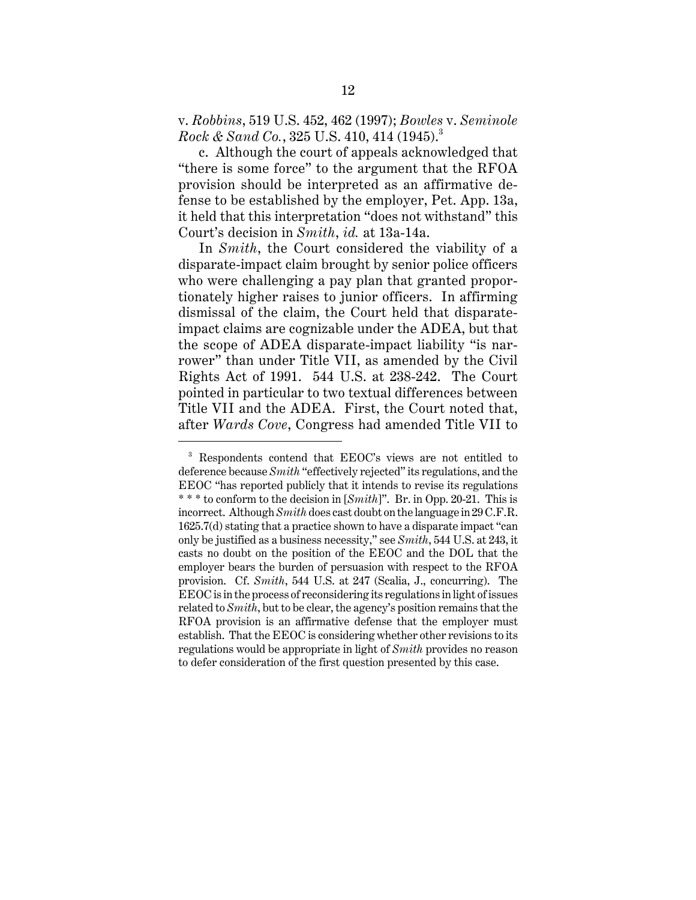v. *Robbins*, 519 U.S. 452, 462 (1997); *Bowles* v. *Seminole Rock & Sand Co.*, 325 U.S. 410, 414 (1945).[3]

c. Although the court of appeals acknowledged that "there is some force" to the argument that the RFOA provision should be interpreted as an affirmative defense to be established by the employer, Pet. App. 13a, it held that this interpretation "does not withstand" this Court's decision in *Smith*, *id.* at 13a-14a.

In *Smith*, the Court considered the viability of a disparate-impact claim brought by senior police officers who were challenging a pay plan that granted proportionately higher raises to junior officers. In affirming dismissal of the claim, the Court held that disparate-impact claims are cognizable under the ADEA, but that the scope of ADEA disparate-impact liability "is narrower" than under Title VII, as amended by the Civil Rights Act of 1991. 544 U.S. at 238-242. The Court pointed in particular to two textual differences between Title VII and the ADEA. First, the Court noted that, after *Wards Cove*, Congress had amended Title VII to

---

[3] Respondents contend that EEOC's views are not entitled to deference because *Smith* "effectively rejected" its regulations, and the EEOC "has reported publicly that it intends to revise its regulations * * * to conform to the decision in [*Smith*]". Br. in Opp. 20-21. This is incorrect. Although *Smith* does cast doubt on the language in 29 C.F.R. 1625.7(d) stating that a practice shown to have a disparate impact "can only be justified as a business necessity," see *Smith*, 544 U.S. at 243, it casts no doubt on the position of the EEOC and the DOL that the employer bears the burden of persuasion with respect to the RFOA provision. Cf. *Smith*, 544 U.S. at 247 (Scalia, J., concurring). The EEOC is in the process of reconsidering its regulations in light of issues related to *Smith*, but to be clear, the agency's position remains that the RFOA provision is an affirmative defense that the employer must establish. That the EEOC is considering whether other revisions to its regulations would be appropriate in light of *Smith* provides no reason to defer consideration of the first question presented by this case.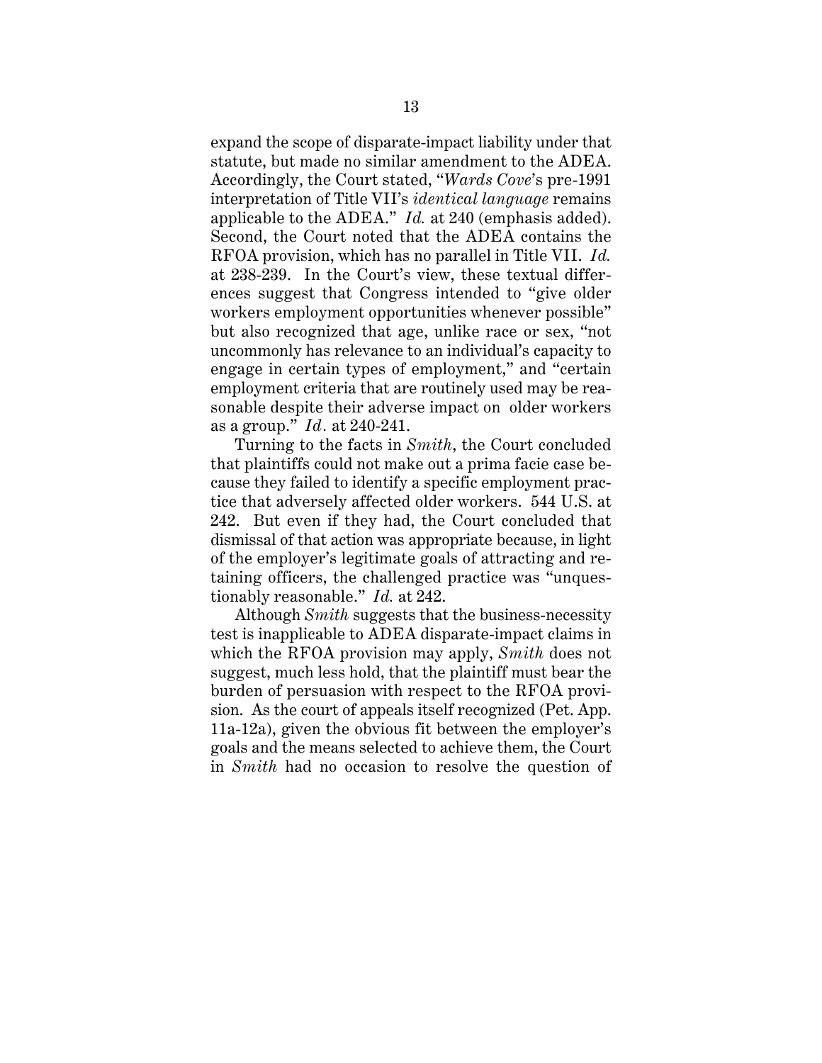expand the scope of disparate-impact liability under that statute, but made no similar amendment to the ADEA. Accordingly, the Court stated, "*Wards Cove*'s pre-1991 interpretation of Title VII's *identical language* remains applicable to the ADEA." *Id.* at 240 (emphasis added). Second, the Court noted that the ADEA contains the RFOA provision, which has no parallel in Title VII. *Id.* at 238-239. In the Court's view, these textual differences suggest that Congress intended to "give older workers employment opportunities whenever possible" but also recognized that age, unlike race or sex, "not uncommonly has relevance to an individual's capacity to engage in certain types of employment," and "certain employment criteria that are routinely used may be reasonable despite their adverse impact on older workers as a group." *Id*. at 240-241.

Turning to the facts in *Smith*, the Court concluded that plaintiffs could not make out a prima facie case because they failed to identify a specific employment practice that adversely affected older workers. 544 U.S. at 242. But even if they had, the Court concluded that dismissal of that action was appropriate because, in light of the employer's legitimate goals of attracting and retaining officers, the challenged practice was "unquestionably reasonable." *Id.* at 242.

Although *Smith* suggests that the business-necessity test is inapplicable to ADEA disparate-impact claims in which the RFOA provision may apply, *Smith* does not suggest, much less hold, that the plaintiff must bear the burden of persuasion with respect to the RFOA provision. As the court of appeals itself recognized (Pet. App. 11a-12a), given the obvious fit between the employer's goals and the means selected to achieve them, the Court in *Smith* had no occasion to resolve the question of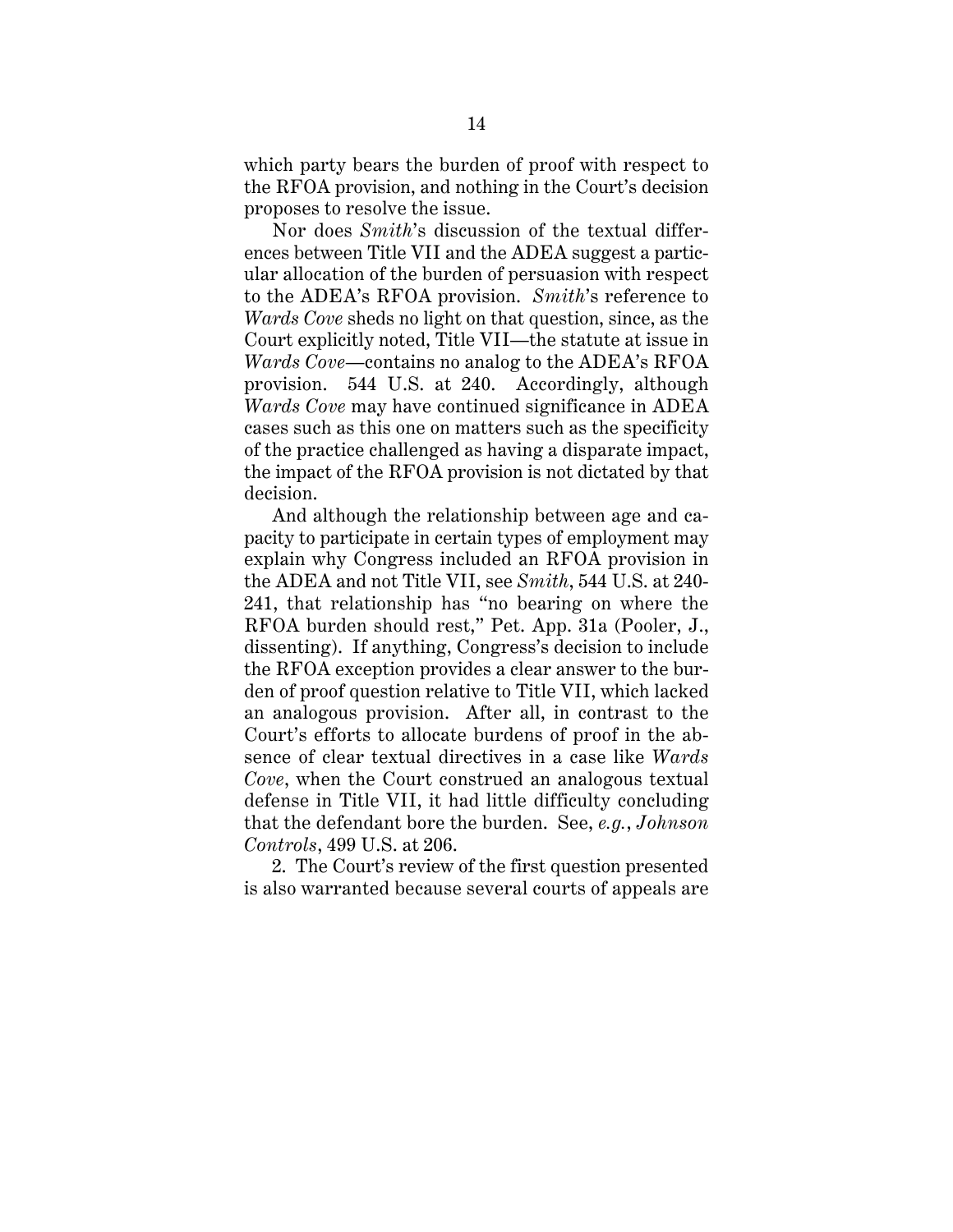which party bears the burden of proof with respect to the RFOA provision, and nothing in the Court's decision proposes to resolve the issue.

Nor does *Smith*'s discussion of the textual differences between Title VII and the ADEA suggest a particular allocation of the burden of persuasion with respect to the ADEA's RFOA provision. *Smith*'s reference to *Wards Cove* sheds no light on that question, since, as the Court explicitly noted, Title VII—the statute at issue in *Wards Cove*—contains no analog to the ADEA's RFOA provision. 544 U.S. at 240. Accordingly, although *Wards Cove* may have continued significance in ADEA cases such as this one on matters such as the specificity of the practice challenged as having a disparate impact, the impact of the RFOA provision is not dictated by that decision.

And although the relationship between age and capacity to participate in certain types of employment may explain why Congress included an RFOA provision in the ADEA and not Title VII, see *Smith*, 544 U.S. at 240-241, that relationship has "no bearing on where the RFOA burden should rest," Pet. App. 31a (Pooler, J., dissenting). If anything, Congress's decision to include the RFOA exception provides a clear answer to the burden of proof question relative to Title VII, which lacked an analogous provision. After all, in contrast to the Court's efforts to allocate burdens of proof in the absence of clear textual directives in a case like *Wards Cove*, when the Court construed an analogous textual defense in Title VII, it had little difficulty concluding that the defendant bore the burden. See, *e.g.*, *Johnson Controls*, 499 U.S. at 206.

2. The Court's review of the first question presented is also warranted because several courts of appeals are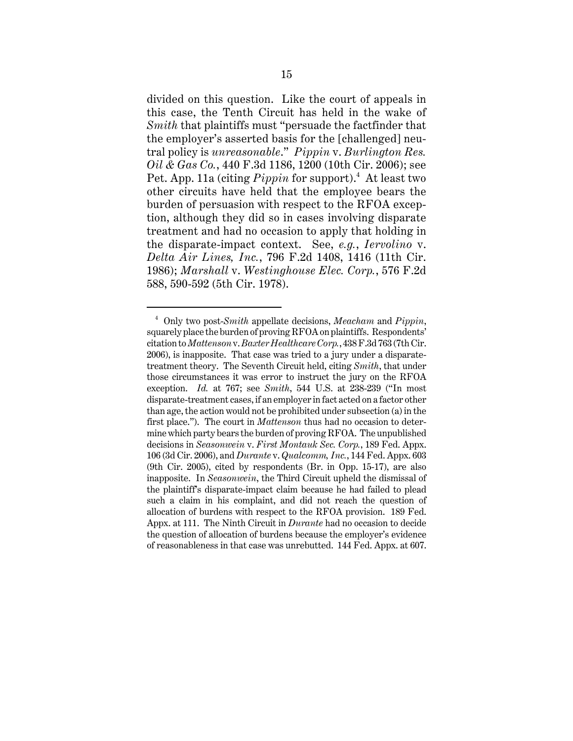divided on this question. Like the court of appeals in this case, the Tenth Circuit has held in the wake of *Smith* that plaintiffs must "persuade the factfinder that the employer's asserted basis for the [challenged] neutral policy is *unreasonable*." *Pippin* v. *Burlington Res. Oil & Gas Co.*, 440 F.3d 1186, 1200 (10th Cir. 2006); see Pet. App. 11a (citing *Pippin* for support).[4] At least two other circuits have held that the employee bears the burden of persuasion with respect to the RFOA exception, although they did so in cases involving disparate treatment and had no occasion to apply that holding in the disparate-impact context. See, *e.g.*, *Iervolino* v. *Delta Air Lines, Inc.*, 796 F.2d 1408, 1416 (11th Cir. 1986); *Marshall* v. *Westinghouse Elec. Corp.*, 576 F.2d 588, 590-592 (5th Cir. 1978).

---

[4] Only two post-*Smith* appellate decisions, *Meacham* and *Pippin*, squarely place the burden of proving RFOA on plaintiffs. Respondents' citation to *Mattenson* v. *Baxter Healthcare Corp.*, 438 F.3d 763 (7th Cir. 2006), is inapposite. That case was tried to a jury under a disparate-treatment theory. The Seventh Circuit held, citing *Smith*, that under those circumstances it was error to instruct the jury on the RFOA exception. *Id.* at 767; see *Smith*, 544 U.S. at 238-239 ("In most disparate-treatment cases, if an employer in fact acted on a factor other than age, the action would not be prohibited under subsection (a) in the first place."). The court in *Mattenson* thus had no occasion to determine which party bears the burden of proving RFOA. The unpublished decisions in *Seasonwein* v. *First Montauk Sec. Corp.*, 189 Fed. Appx. 106 (3d Cir. 2006), and *Durante* v. *Qualcomm, Inc.*, 144 Fed. Appx. 603 (9th Cir. 2005), cited by respondents (Br. in Opp. 15-17), are also inapposite. In *Seasonwein*, the Third Circuit upheld the dismissal of the plaintiff's disparate-impact claim because he had failed to plead such a claim in his complaint, and did not reach the question of allocation of burdens with respect to the RFOA provision. 189 Fed. Appx. at 111. The Ninth Circuit in *Durante* had no occasion to decide the question of allocation of burdens because the employer's evidence of reasonableness in that case was unrebutted. 144 Fed. Appx. at 607.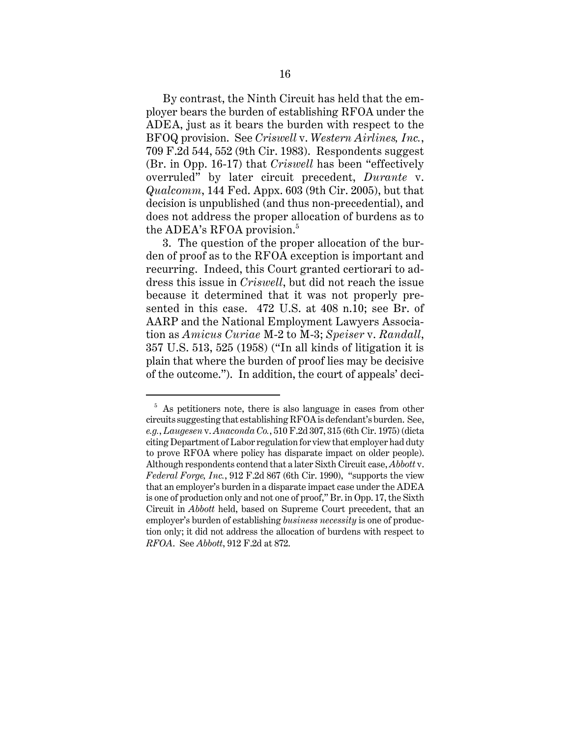By contrast, the Ninth Circuit has held that the employer bears the burden of establishing RFOA under the ADEA, just as it bears the burden with respect to the BFOQ provision. See *Criswell* v. *Western Airlines, Inc.*, 709 F.2d 544, 552 (9th Cir. 1983). Respondents suggest (Br. in Opp. 16-17) that *Criswell* has been "effectively overruled" by later circuit precedent, *Durante* v. *Qualcomm*, 144 Fed. Appx. 603 (9th Cir. 2005), but that decision is unpublished (and thus non-precedential), and does not address the proper allocation of burdens as to the ADEA's RFOA provision.[5]

3. The question of the proper allocation of the burden of proof as to the RFOA exception is important and recurring. Indeed, this Court granted certiorari to address this issue in *Criswell*, but did not reach the issue because it determined that it was not properly presented in this case. 472 U.S. at 408 n.10; see Br. of AARP and the National Employment Lawyers Association as *Amicus Curiae* M-2 to M-3; *Speiser* v. *Randall*, 357 U.S. 513, 525 (1958) ("In all kinds of litigation it is plain that where the burden of proof lies may be decisive of the outcome."). In addition, the court of appeals' deci-

---

[5] As petitioners note, there is also language in cases from other circuits suggesting that establishing RFOA is defendant's burden. See, *e.g.*, *Laugesen* v. *Anaconda Co.*, 510 F.2d 307, 315 (6th Cir. 1975) (dicta citing Department of Labor regulation for view that employer had duty to prove RFOA where policy has disparate impact on older people). Although respondents contend that a later Sixth Circuit case, *Abbott* v. *Federal Forge, Inc.*, 912 F.2d 867 (6th Cir. 1990), "supports the view that an employer's burden in a disparate impact case under the ADEA is one of production only and not one of proof," Br. in Opp. 17, the Sixth Circuit in *Abbott* held, based on Supreme Court precedent, that an employer's burden of establishing *business necessity* is one of production only; it did not address the allocation of burdens with respect to *RFOA*. See *Abbott*, 912 F.2d at 872.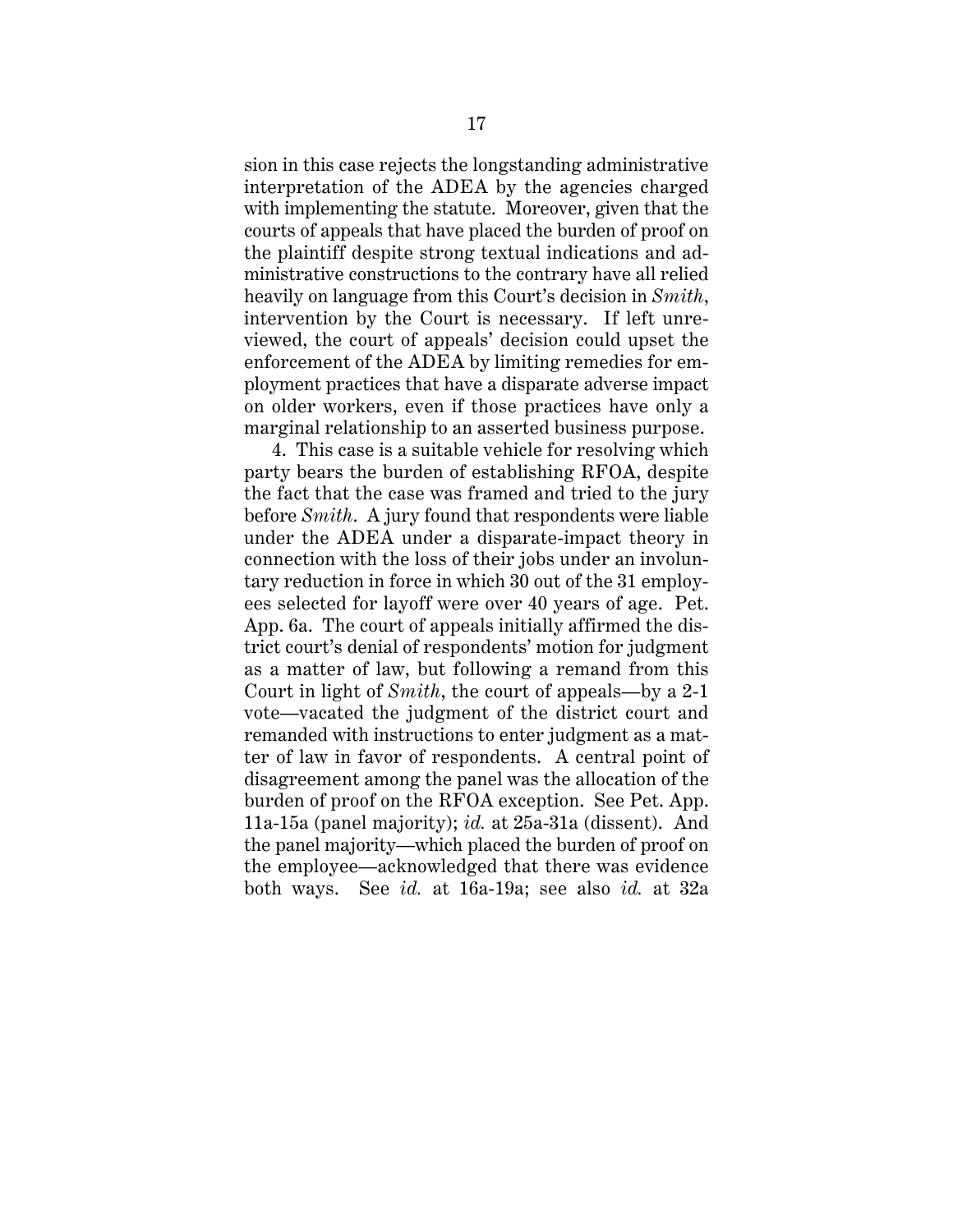sion in this case rejects the longstanding administrative interpretation of the ADEA by the agencies charged with implementing the statute. Moreover, given that the courts of appeals that have placed the burden of proof on the plaintiff despite strong textual indications and administrative constructions to the contrary have all relied heavily on language from this Court's decision in *Smith*, intervention by the Court is necessary. If left unreviewed, the court of appeals' decision could upset the enforcement of the ADEA by limiting remedies for employment practices that have a disparate adverse impact on older workers, even if those practices have only a marginal relationship to an asserted business purpose.

4. This case is a suitable vehicle for resolving which party bears the burden of establishing RFOA, despite the fact that the case was framed and tried to the jury before *Smith*. A jury found that respondents were liable under the ADEA under a disparate-impact theory in connection with the loss of their jobs under an involuntary reduction in force in which 30 out of the 31 employees selected for layoff were over 40 years of age. Pet. App. 6a. The court of appeals initially affirmed the district court's denial of respondents' motion for judgment as a matter of law, but following a remand from this Court in light of *Smith*, the court of appeals—by a 2-1 vote—vacated the judgment of the district court and remanded with instructions to enter judgment as a matter of law in favor of respondents. A central point of disagreement among the panel was the allocation of the burden of proof on the RFOA exception. See Pet. App. 11a-15a (panel majority); *id.* at 25a-31a (dissent). And the panel majority—which placed the burden of proof on the employee—acknowledged that there was evidence both ways. See *id.* at 16a-19a; see also *id.* at 32a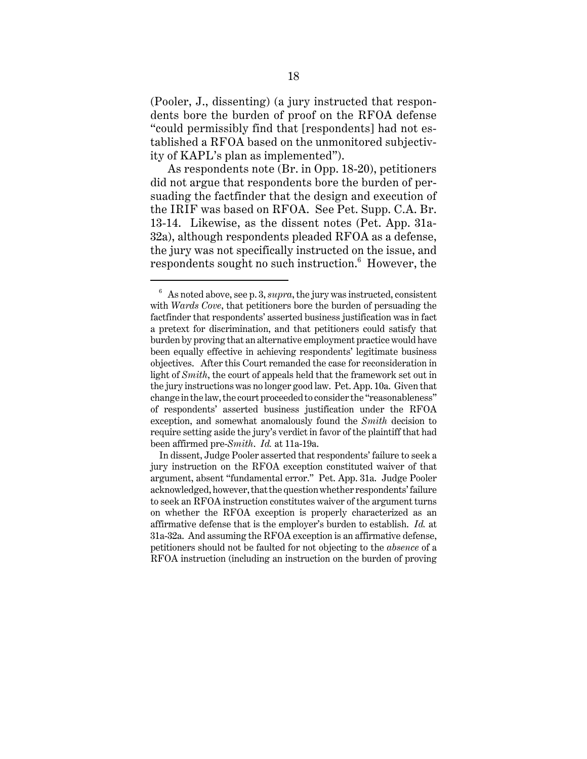(Pooler, J., dissenting) (a jury instructed that respondents bore the burden of proof on the RFOA defense "could permissibly find that [respondents] had not established a RFOA based on the unmonitored subjectivity of KAPL's plan as implemented").

As respondents note (Br. in Opp. 18-20), petitioners did not argue that respondents bore the burden of persuading the factfinder that the design and execution of the IRIF was based on RFOA. See Pet. Supp. C.A. Br. 13-14. Likewise, as the dissent notes (Pet. App. 31a-32a), although respondents pleaded RFOA as a defense, the jury was not specifically instructed on the issue, and respondents sought no such instruction.[6] However, the

---

[6] As noted above, see p. 3, *supra*, the jury was instructed, consistent with *Wards Cove*, that petitioners bore the burden of persuading the factfinder that respondents' asserted business justification was in fact a pretext for discrimination, and that petitioners could satisfy that burden by proving that an alternative employment practice would have been equally effective in achieving respondents' legitimate business objectives. After this Court remanded the case for reconsideration in light of *Smith*, the court of appeals held that the framework set out in the jury instructions was no longer good law. Pet. App. 10a. Given that change in the law, the court proceeded to consider the "reasonableness" of respondents' asserted business justification under the RFOA exception, and somewhat anomalously found the *Smith* decision to require setting aside the jury's verdict in favor of the plaintiff that had been affirmed pre-*Smith*. *Id.* at 11a-19a.

In dissent, Judge Pooler asserted that respondents' failure to seek a jury instruction on the RFOA exception constituted waiver of that argument, absent "fundamental error." Pet. App. 31a. Judge Pooler acknowledged, however, that the question whether respondents' failure to seek an RFOA instruction constitutes waiver of the argument turns on whether the RFOA exception is properly characterized as an affirmative defense that is the employer's burden to establish. *Id.* at 31a-32a. And assuming the RFOA exception is an affirmative defense, petitioners should not be faulted for not objecting to the *absence* of a RFOA instruction (including an instruction on the burden of proving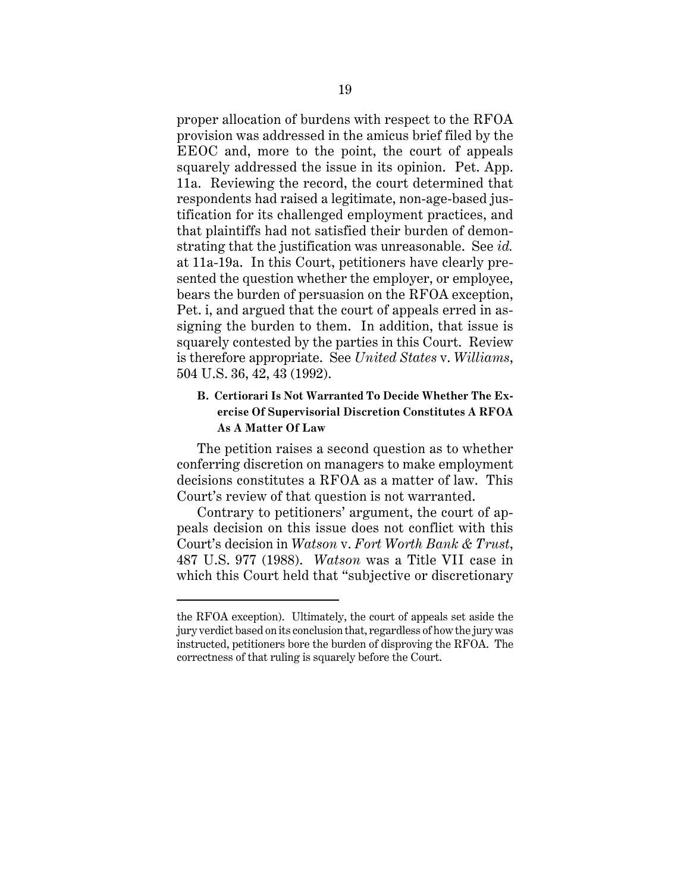proper allocation of burdens with respect to the RFOA provision was addressed in the amicus brief filed by the EEOC and, more to the point, the court of appeals squarely addressed the issue in its opinion. Pet. App. 11a. Reviewing the record, the court determined that respondents had raised a legitimate, non-age-based justification for its challenged employment practices, and that plaintiffs had not satisfied their burden of demonstrating that the justification was unreasonable. See *id.* at 11a-19a. In this Court, petitioners have clearly presented the question whether the employer, or employee, bears the burden of persuasion on the RFOA exception, Pet. i, and argued that the court of appeals erred in assigning the burden to them. In addition, that issue is squarely contested by the parties in this Court. Review is therefore appropriate. See *United States* v. *Williams*, 504 U.S. 36, 42, 43 (1992).

### B. Certiorari Is Not Warranted To Decide Whether The Exercise Of Supervisorial Discretion Constitutes A RFOA As A Matter Of Law

The petition raises a second question as to whether conferring discretion on managers to make employment decisions constitutes a RFOA as a matter of law. This Court's review of that question is not warranted.

Contrary to petitioners' argument, the court of appeals decision on this issue does not conflict with this Court's decision in *Watson* v. *Fort Worth Bank & Trust*, 487 U.S. 977 (1988). *Watson* was a Title VII case in which this Court held that "subjective or discretionary

---

the RFOA exception). Ultimately, the court of appeals set aside the jury verdict based on its conclusion that, regardless of how the jury was instructed, petitioners bore the burden of disproving the RFOA. The correctness of that ruling is squarely before the Court.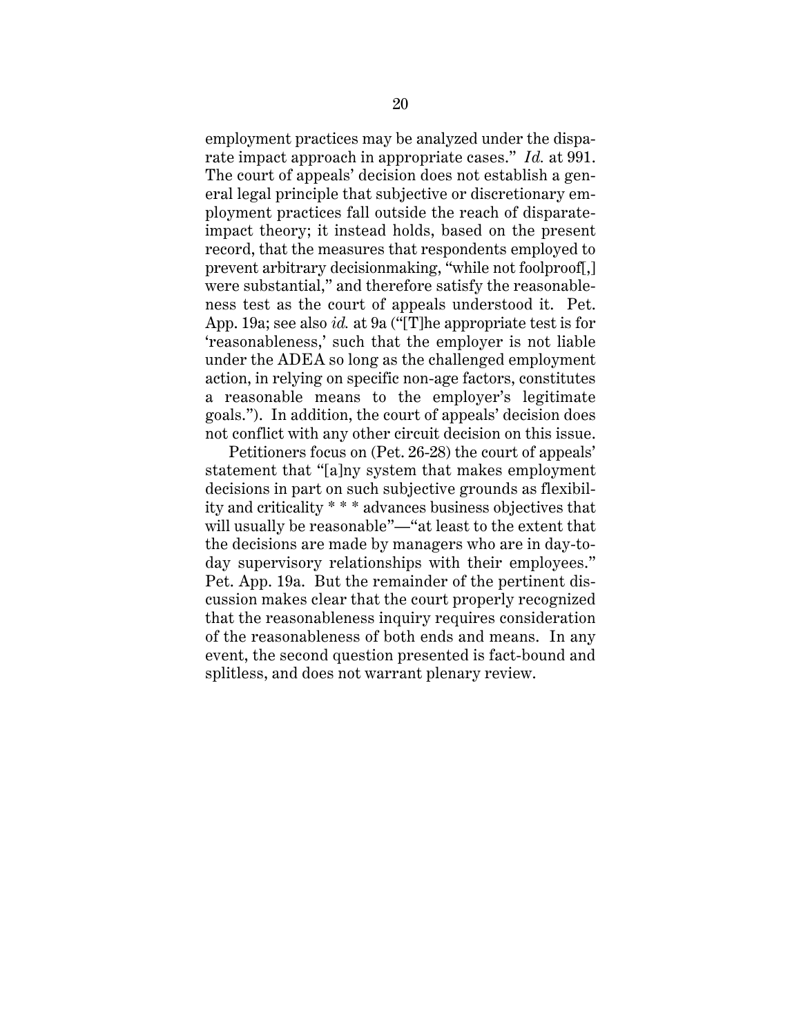employment practices may be analyzed under the disparate impact approach in appropriate cases." *Id.* at 991. The court of appeals' decision does not establish a general legal principle that subjective or discretionary employment practices fall outside the reach of disparate-impact theory; it instead holds, based on the present record, that the measures that respondents employed to prevent arbitrary decisionmaking, "while not foolproof[,] were substantial," and therefore satisfy the reasonableness test as the court of appeals understood it. Pet. App. 19a; see also *id.* at 9a ("[T]he appropriate test is for 'reasonableness,' such that the employer is not liable under the ADEA so long as the challenged employment action, in relying on specific non-age factors, constitutes a reasonable means to the employer's legitimate goals."). In addition, the court of appeals' decision does not conflict with any other circuit decision on this issue.

Petitioners focus on (Pet. 26-28) the court of appeals' statement that "[a]ny system that makes employment decisions in part on such subjective grounds as flexibility and criticality * * * advances business objectives that will usually be reasonable"—"at least to the extent that the decisions are made by managers who are in day-to-day supervisory relationships with their employees." Pet. App. 19a. But the remainder of the pertinent discussion makes clear that the court properly recognized that the reasonableness inquiry requires consideration of the reasonableness of both ends and means. In any event, the second question presented is fact-bound and splitless, and does not warrant plenary review.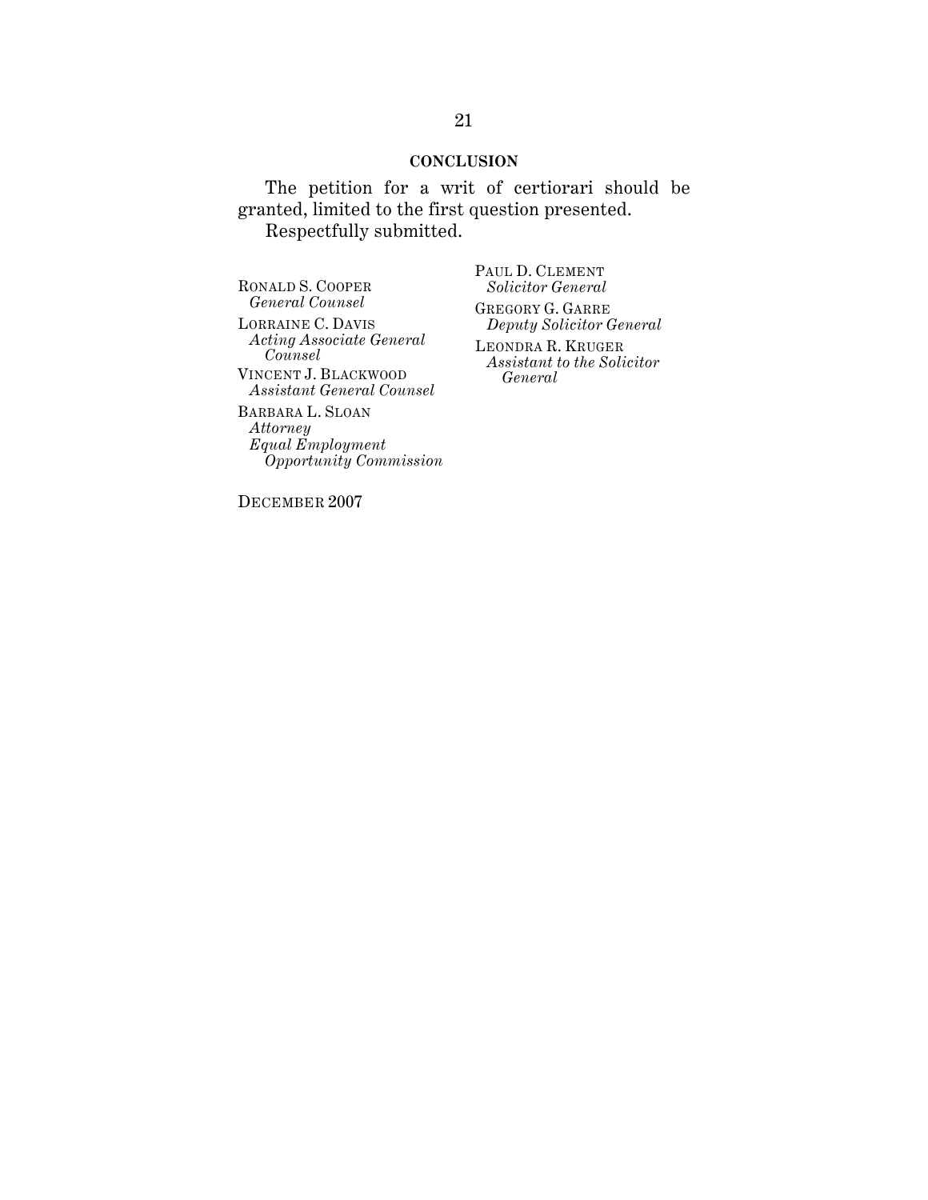## CONCLUSION

The petition for a writ of certiorari should be granted, limited to the first question presented.

Respectfully submitted.

PAUL D. CLEMENT
*Solicitor General*

GREGORY G. GARRE
*Deputy Solicitor General*

LEONDRA R. KRUGER
*Assistant to the Solicitor General*

RONALD S. COOPER
*General Counsel*

LORRAINE C. DAVIS
*Acting Associate General Counsel*

VINCENT J. BLACKWOOD
*Assistant General Counsel*

BARBARA L. SLOAN
*Attorney*
*Equal Employment Opportunity Commission*

DECEMBER 2007